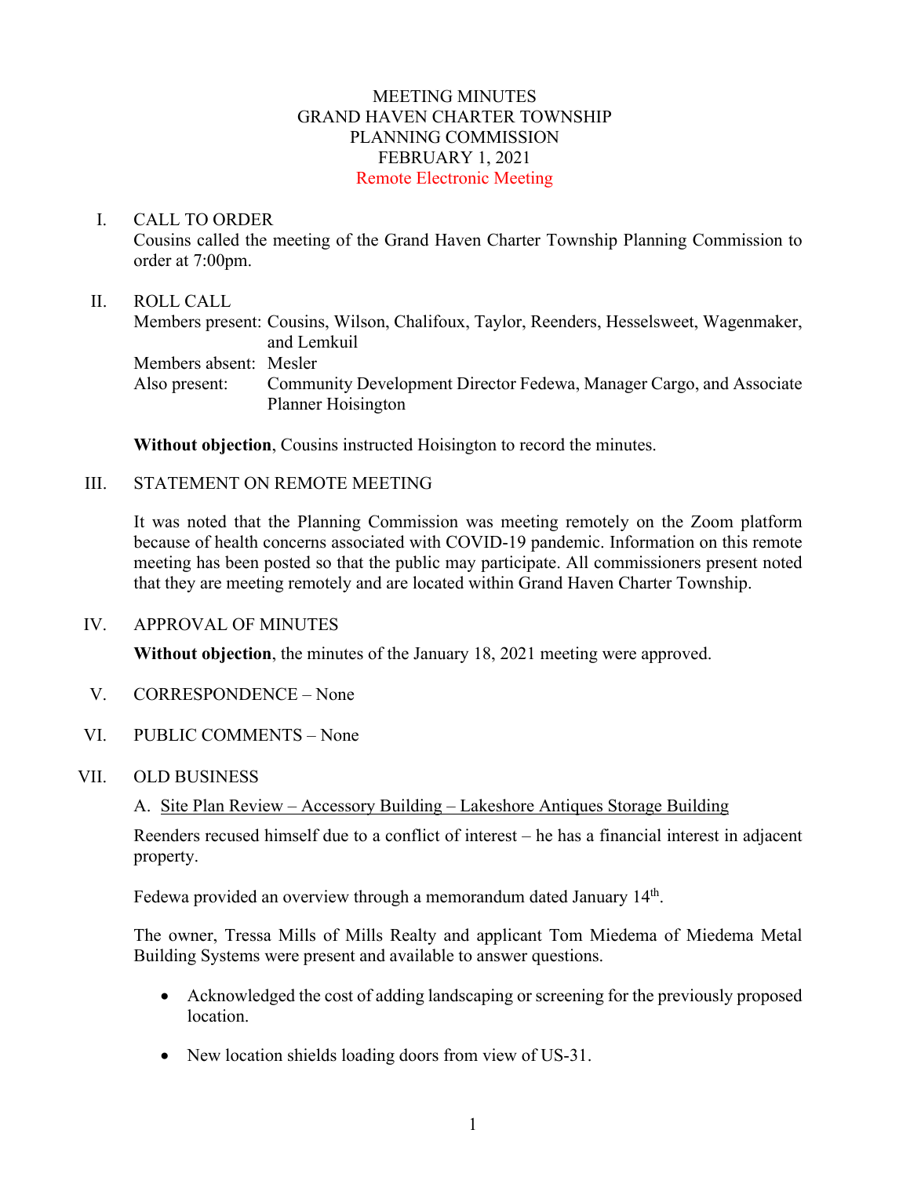# MEETING MINUTES
## GRAND HAVEN CHARTER TOWNSHIP
## PLANNING COMMISSION
## FEBRUARY 1, 2021
## Remote Electronic Meeting

I. CALL TO ORDER

Cousins called the meeting of the Grand Haven Charter Township Planning Commission to order at 7:00pm.

II. ROLL CALL

Members present: Cousins, Wilson, Chalifoux, Taylor, Reenders, Hesselsweet, Wagenmaker, and Lemkuil

Members absent: Mesler

Also present: Community Development Director Fedewa, Manager Cargo, and Associate Planner Hoisington

**Without objection**, Cousins instructed Hoisington to record the minutes.

III. STATEMENT ON REMOTE MEETING

It was noted that the Planning Commission was meeting remotely on the Zoom platform because of health concerns associated with COVID-19 pandemic. Information on this remote meeting has been posted so that the public may participate. All commissioners present noted that they are meeting remotely and are located within Grand Haven Charter Township.

IV. APPROVAL OF MINUTES

**Without objection**, the minutes of the January 18, 2021 meeting were approved.

V. CORRESPONDENCE – None

VI. PUBLIC COMMENTS – None

VII. OLD BUSINESS

A. Site Plan Review – Accessory Building – Lakeshore Antiques Storage Building

Reenders recused himself due to a conflict of interest – he has a financial interest in adjacent property.

Fedewa provided an overview through a memorandum dated January 14th.

The owner, Tressa Mills of Mills Realty and applicant Tom Miedema of Miedema Metal Building Systems were present and available to answer questions.

- Acknowledged the cost of adding landscaping or screening for the previously proposed location.
- New location shields loading doors from view of US-31.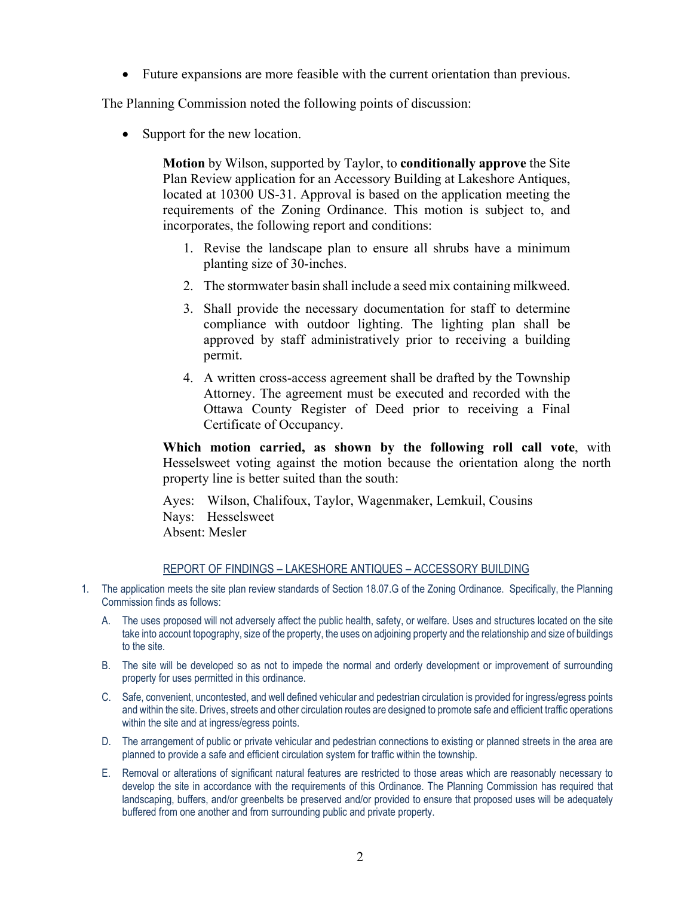- Future expansions are more feasible with the current orientation than previous.

The Planning Commission noted the following points of discussion:

- Support for the new location.

> **Motion** by Wilson, supported by Taylor, to **conditionally approve** the Site Plan Review application for an Accessory Building at Lakeshore Antiques, located at 10300 US-31. Approval is based on the application meeting the requirements of the Zoning Ordinance. This motion is subject to, and incorporates, the following report and conditions:
>
> 1. Revise the landscape plan to ensure all shrubs have a minimum planting size of 30-inches.
> 2. The stormwater basin shall include a seed mix containing milkweed.
> 3. Shall provide the necessary documentation for staff to determine compliance with outdoor lighting. The lighting plan shall be approved by staff administratively prior to receiving a building permit.
> 4. A written cross-access agreement shall be drafted by the Township Attorney. The agreement must be executed and recorded with the Ottawa County Register of Deed prior to receiving a Final Certificate of Occupancy.
>
> **Which motion carried, as shown by the following roll call vote**, with Hesselsweet voting against the motion because the orientation along the north property line is better suited than the south:
>
> Ayes: Wilson, Chalifoux, Taylor, Wagenmaker, Lemkuil, Cousins
> Nays: Hesselsweet
> Absent: Mesler

## REPORT OF FINDINGS – LAKESHORE ANTIQUES – ACCESSORY BUILDING

1. The application meets the site plan review standards of Section 18.07.G of the Zoning Ordinance. Specifically, the Planning Commission finds as follows:
   - A. The uses proposed will not adversely affect the public health, safety, or welfare. Uses and structures located on the site take into account topography, size of the property, the uses on adjoining property and the relationship and size of buildings to the site.
   - B. The site will be developed so as not to impede the normal and orderly development or improvement of surrounding property for uses permitted in this ordinance.
   - C. Safe, convenient, uncontested, and well defined vehicular and pedestrian circulation is provided for ingress/egress points and within the site. Drives, streets and other circulation routes are designed to promote safe and efficient traffic operations within the site and at ingress/egress points.
   - D. The arrangement of public or private vehicular and pedestrian connections to existing or planned streets in the area are planned to provide a safe and efficient circulation system for traffic within the township.
   - E. Removal or alterations of significant natural features are restricted to those areas which are reasonably necessary to develop the site in accordance with the requirements of this Ordinance. The Planning Commission has required that landscaping, buffers, and/or greenbelts be preserved and/or provided to ensure that proposed uses will be adequately buffered from one another and from surrounding public and private property.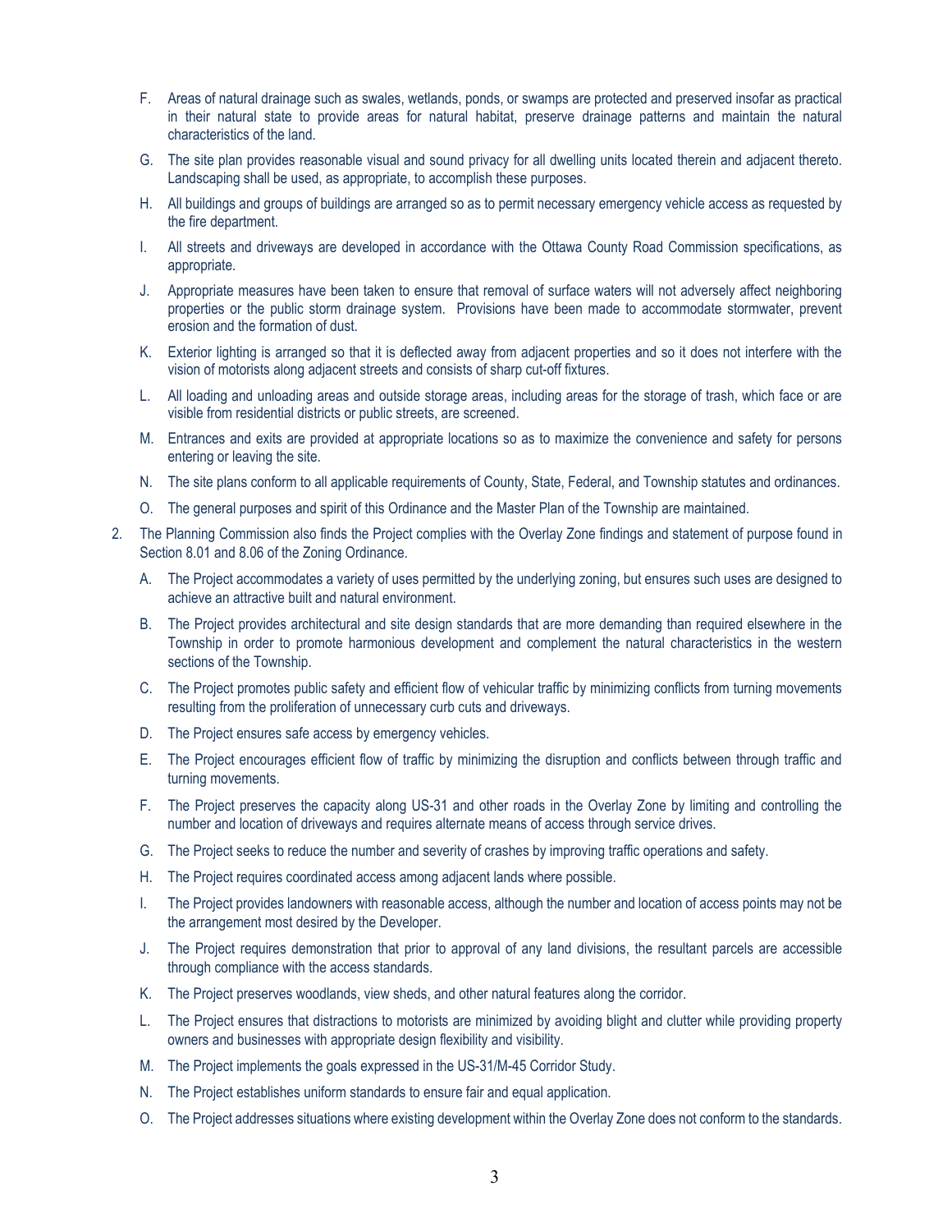F. Areas of natural drainage such as swales, wetlands, ponds, or swamps are protected and preserved insofar as practical in their natural state to provide areas for natural habitat, preserve drainage patterns and maintain the natural characteristics of the land.

G. The site plan provides reasonable visual and sound privacy for all dwelling units located therein and adjacent thereto. Landscaping shall be used, as appropriate, to accomplish these purposes.

H. All buildings and groups of buildings are arranged so as to permit necessary emergency vehicle access as requested by the fire department.

I. All streets and driveways are developed in accordance with the Ottawa County Road Commission specifications, as appropriate.

J. Appropriate measures have been taken to ensure that removal of surface waters will not adversely affect neighboring properties or the public storm drainage system. Provisions have been made to accommodate stormwater, prevent erosion and the formation of dust.

K. Exterior lighting is arranged so that it is deflected away from adjacent properties and so it does not interfere with the vision of motorists along adjacent streets and consists of sharp cut-off fixtures.

L. All loading and unloading areas and outside storage areas, including areas for the storage of trash, which face or are visible from residential districts or public streets, are screened.

M. Entrances and exits are provided at appropriate locations so as to maximize the convenience and safety for persons entering or leaving the site.

N. The site plans conform to all applicable requirements of County, State, Federal, and Township statutes and ordinances.

O. The general purposes and spirit of this Ordinance and the Master Plan of the Township are maintained.

2. The Planning Commission also finds the Project complies with the Overlay Zone findings and statement of purpose found in Section 8.01 and 8.06 of the Zoning Ordinance.

   A. The Project accommodates a variety of uses permitted by the underlying zoning, but ensures such uses are designed to achieve an attractive built and natural environment.

   B. The Project provides architectural and site design standards that are more demanding than required elsewhere in the Township in order to promote harmonious development and complement the natural characteristics in the western sections of the Township.

   C. The Project promotes public safety and efficient flow of vehicular traffic by minimizing conflicts from turning movements resulting from the proliferation of unnecessary curb cuts and driveways.

   D. The Project ensures safe access by emergency vehicles.

   E. The Project encourages efficient flow of traffic by minimizing the disruption and conflicts between through traffic and turning movements.

   F. The Project preserves the capacity along US-31 and other roads in the Overlay Zone by limiting and controlling the number and location of driveways and requires alternate means of access through service drives.

   G. The Project seeks to reduce the number and severity of crashes by improving traffic operations and safety.

   H. The Project requires coordinated access among adjacent lands where possible.

   I. The Project provides landowners with reasonable access, although the number and location of access points may not be the arrangement most desired by the Developer.

   J. The Project requires demonstration that prior to approval of any land divisions, the resultant parcels are accessible through compliance with the access standards.

   K. The Project preserves woodlands, view sheds, and other natural features along the corridor.

   L. The Project ensures that distractions to motorists are minimized by avoiding blight and clutter while providing property owners and businesses with appropriate design flexibility and visibility.

   M. The Project implements the goals expressed in the US-31/M-45 Corridor Study.

   N. The Project establishes uniform standards to ensure fair and equal application.

   O. The Project addresses situations where existing development within the Overlay Zone does not conform to the standards.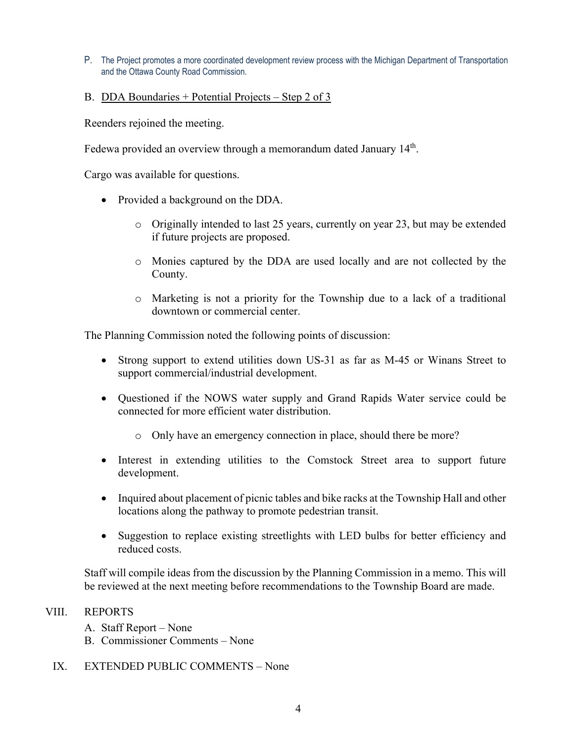P. The Project promotes a more coordinated development review process with the Michigan Department of Transportation and the Ottawa County Road Commission.

B. <u>DDA Boundaries + Potential Projects – Step 2 of 3</u>

Reenders rejoined the meeting.

Fedewa provided an overview through a memorandum dated January 14th.

Cargo was available for questions.

- Provided a background on the DDA.
  - Originally intended to last 25 years, currently on year 23, but may be extended if future projects are proposed.
  - Monies captured by the DDA are used locally and are not collected by the County.
  - Marketing is not a priority for the Township due to a lack of a traditional downtown or commercial center.

The Planning Commission noted the following points of discussion:

- Strong support to extend utilities down US-31 as far as M-45 or Winans Street to support commercial/industrial development.
- Questioned if the NOWS water supply and Grand Rapids Water service could be connected for more efficient water distribution.
  - Only have an emergency connection in place, should there be more?
- Interest in extending utilities to the Comstock Street area to support future development.
- Inquired about placement of picnic tables and bike racks at the Township Hall and other locations along the pathway to promote pedestrian transit.
- Suggestion to replace existing streetlights with LED bulbs for better efficiency and reduced costs.

Staff will compile ideas from the discussion by the Planning Commission in a memo. This will be reviewed at the next meeting before recommendations to the Township Board are made.

VIII. REPORTS

A. Staff Report – None
B. Commissioner Comments – None

IX. EXTENDED PUBLIC COMMENTS – None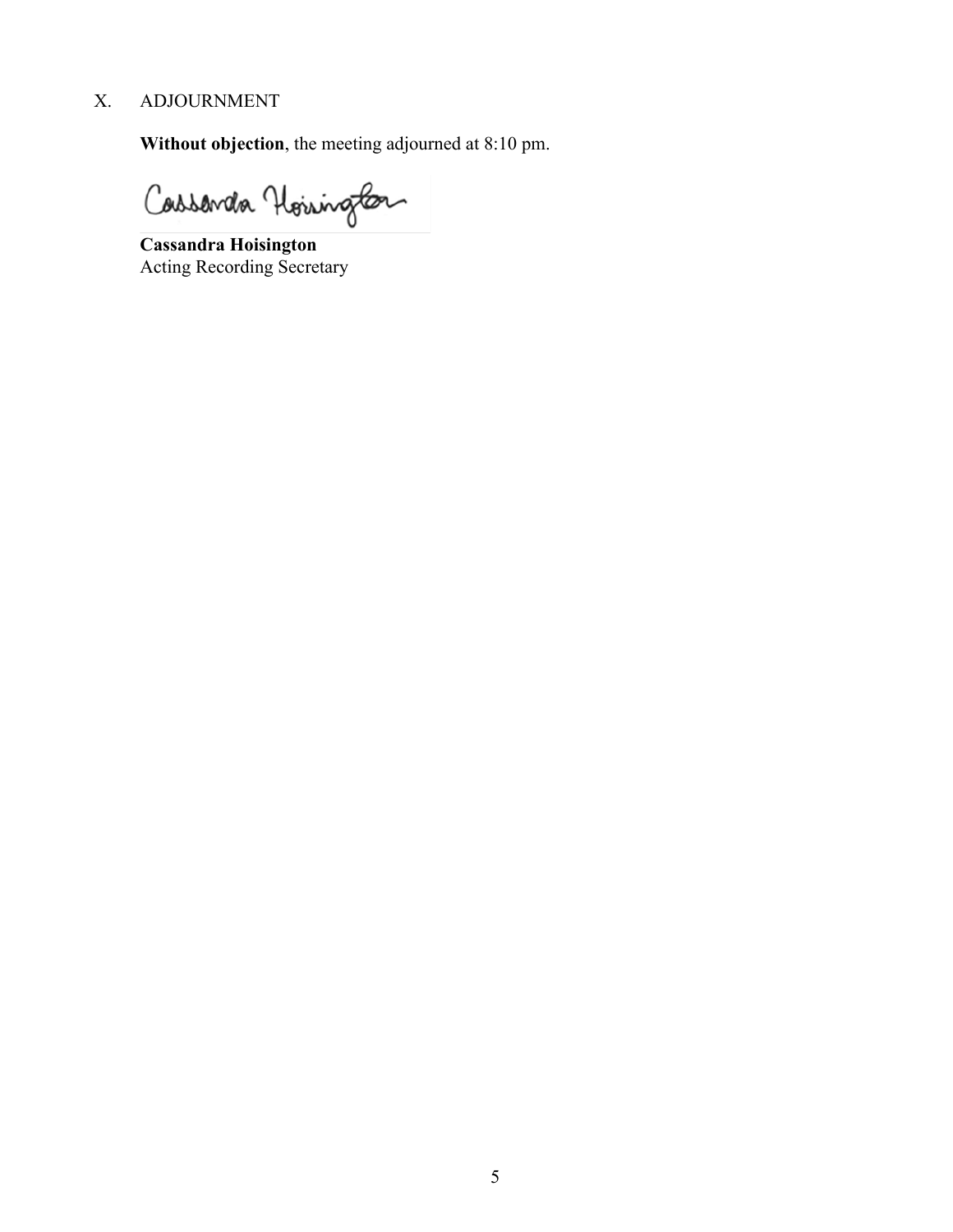## X. ADJOURNMENT

**Without objection**, the meeting adjourned at 8:10 pm.

Cassandra Hoisington

**Cassandra Hoisington**
Acting Recording Secretary